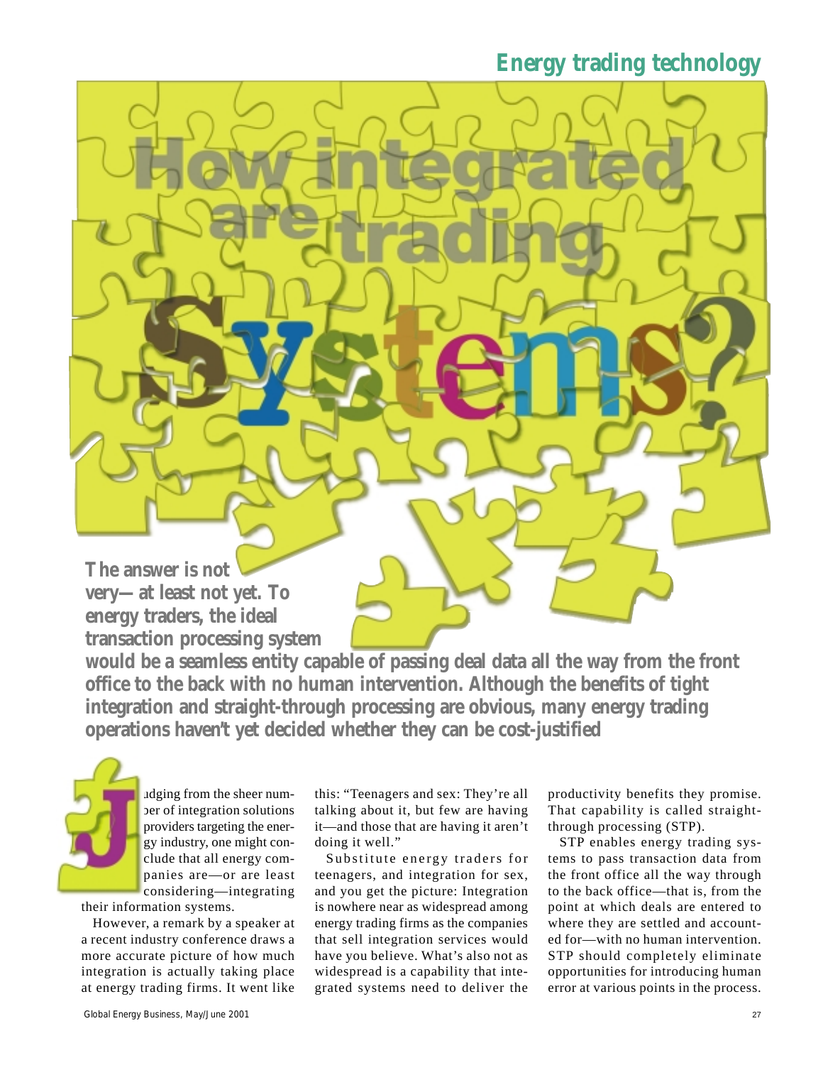# How integrated are trading Systems?

**The answer is not very—at least not yet. To energy traders, the ideal transaction processing system would be a seamless entity capable of passing deal data all the way from the front office to the back with no human intervention. Although the benefits of tight integration and straight-through processing are obvious, many energy trading operations haven't yet decided whether they can be cost-justified**

Judging from the sheer number of integration solutions providers targeting the energy industry, one might conclude that all energy companies are—or are least considering—integrating their information systems.

However, a remark by a speaker at a recent industry conference draws a more accurate picture of how much integration is actually taking place at energy trading firms. It went like this: "Teenagers and sex: They're all talking about it, but few are having it—and those that are having it aren't doing it well."

Substitute energy traders for teenagers, and integration for sex, and you get the picture: Integration is nowhere near as widespread among energy trading firms as the companies that sell integration services would have you believe. What's also not as widespread is a capability that integrated systems need to deliver the productivity benefits they promise. That capability is called straight-through processing (STP).

STP enables energy trading systems to pass transaction data from the front office all the way through to the back office—that is, from the point at which deals are entered to where they are settled and accounted for—with no human intervention. STP should completely eliminate opportunities for introducing human error at various points in the process.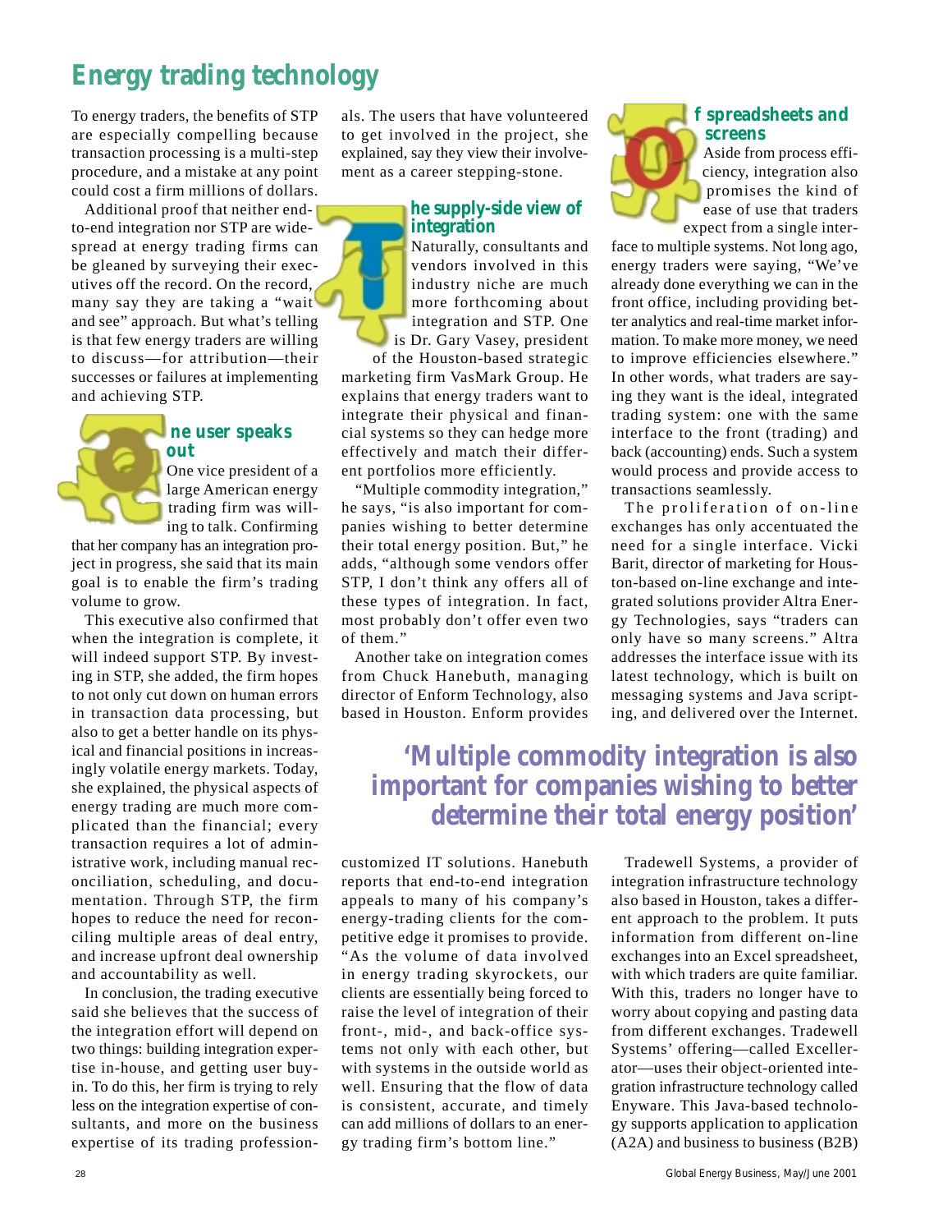# Energy trading technology

To energy traders, the benefits of STP are especially compelling because transaction processing is a multi-step procedure, and a mistake at any point could cost a firm millions of dollars.

Additional proof that neither end-to-end integration nor STP are widespread at energy trading firms can be gleaned by surveying their executives off the record. On the record, many say they are taking a "wait and see" approach. But what's telling is that few energy traders are willing to discuss—for attribution—their successes or failures at implementing and achieving STP.

## One user speaks out

One vice president of a large American energy trading firm was willing to talk. Confirming that her company has an integration project in progress, she said that its main goal is to enable the firm's trading volume to grow.

This executive also confirmed that when the integration is complete, it will indeed support STP. By investing in STP, she added, the firm hopes to not only cut down on human errors in transaction data processing, but also to get a better handle on its physical and financial positions in increasingly volatile energy markets. Today, she explained, the physical aspects of energy trading are much more complicated than the financial; every transaction requires a lot of administrative work, including manual reconciliation, scheduling, and documentation. Through STP, the firm hopes to reduce the need for reconciling multiple areas of deal entry, and increase upfront deal ownership and accountability as well.

In conclusion, the trading executive said she believes that the success of the integration effort will depend on two things: building integration expertise in-house, and getting user buy-in. To do this, her firm is trying to rely less on the integration expertise of consultants, and more on the business expertise of its trading professionals. The users that have volunteered to get involved in the project, she explained, say they view their involvement as a career stepping-stone.

## The supply-side view of integration

Naturally, consultants and vendors involved in this industry niche are much more forthcoming about integration and STP. One is Dr. Gary Vasey, president of the Houston-based strategic marketing firm VasMark Group. He explains that energy traders want to integrate their physical and financial systems so they can hedge more effectively and match their different portfolios more efficiently.

"Multiple commodity integration," he says, "is also important for companies wishing to better determine their total energy position. But," he adds, "although some vendors offer STP, I don't think any offers all of these types of integration. In fact, most probably don't offer even two of them."

Another take on integration comes from Chuck Hanebuth, managing director of Enform Technology, also based in Houston. Enform provides customized IT solutions. Hanebuth reports that end-to-end integration appeals to many of his company's energy-trading clients for the competitive edge it promises to provide. "As the volume of data involved in energy trading skyrockets, our clients are essentially being forced to raise the level of integration of their front-, mid-, and back-office systems not only with each other, but with systems in the outside world as well. Ensuring that the flow of data is consistent, accurate, and timely can add millions of dollars to an energy trading firm's bottom line."

## Of spreadsheets and screens

Aside from process efficiency, integration also promises the kind of ease of use that traders expect from a single interface to multiple systems. Not long ago, energy traders were saying, "We've already done everything we can in the front office, including providing better analytics and real-time market information. To make more money, we need to improve efficiencies elsewhere." In other words, what traders are saying they want is the ideal, integrated trading system: one with the same interface to the front (trading) and back (accounting) ends. Such a system would process and provide access to transactions seamlessly.

The proliferation of on-line exchanges has only accentuated the need for a single interface. Vicki Barit, director of marketing for Houston-based on-line exchange and integrated solutions provider Altra Energy Technologies, says "traders can only have so many screens." Altra addresses the interface issue with its latest technology, which is built on messaging systems and Java scripting, and delivered over the Internet.

> **'Multiple commodity integration is also important for companies wishing to better determine their total energy position'**

Tradewell Systems, a provider of integration infrastructure technology also based in Houston, takes a different approach to the problem. It puts information from different on-line exchanges into an Excel spreadsheet, with which traders are quite familiar. With this, traders no longer have to worry about copying and pasting data from different exchanges. Tradewell Systems' offering—called Excellerator—uses their object-oriented integration infrastructure technology called Enyware. This Java-based technology supports application to application (A2A) and business to business (B2B)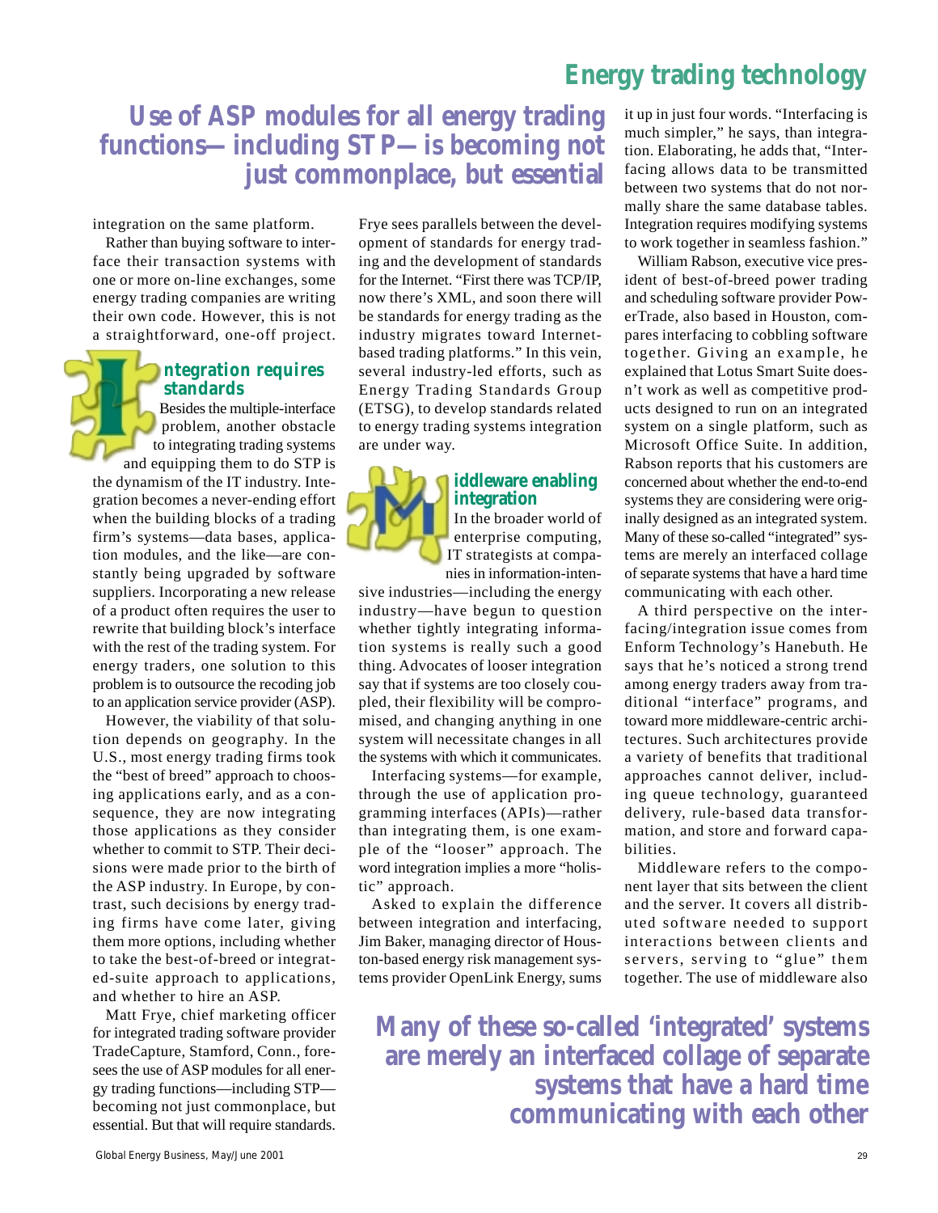**Use of ASP modules for all energy trading functions—including STP—is becoming not just commonplace, but essential**

integration on the same platform.

Rather than buying software to interface their transaction systems with one or more on-line exchanges, some energy trading companies are writing their own code. However, this is not a straightforward, one-off project.

## Integration requires standards

Besides the multiple-interface problem, another obstacle to integrating trading systems and equipping them to do STP is the dynamism of the IT industry. Integration becomes a never-ending effort when the building blocks of a trading firm's systems—data bases, application modules, and the like—are constantly being upgraded by software suppliers. Incorporating a new release of a product often requires the user to rewrite that building block's interface with the rest of the trading system. For energy traders, one solution to this problem is to outsource the recoding job to an application service provider (ASP).

However, the viability of that solution depends on geography. In the U.S., most energy trading firms took the "best of breed" approach to choosing applications early, and as a consequence, they are now integrating those applications as they consider whether to commit to STP. Their decisions were made prior to the birth of the ASP industry. In Europe, by contrast, such decisions by energy trading firms have come later, giving them more options, including whether to take the best-of-breed or integrated-suite approach to applications, and whether to hire an ASP.

Matt Frye, chief marketing officer for integrated trading software provider TradeCapture, Stamford, Conn., foresees the use of ASP modules for all energy trading functions—including STP—becoming not just commonplace, but essential. But that will require standards. Frye sees parallels between the development of standards for energy trading and the development of standards for the Internet. "First there was TCP/IP, now there's XML, and soon there will be standards for energy trading as the industry migrates toward Internet-based trading platforms." In this vein, several industry-led efforts, such as Energy Trading Standards Group (ETSG), to develop standards related to energy trading systems integration are under way.

## Middleware enabling integration

In the broader world of enterprise computing, IT strategists at companies in information-intensive industries—including the energy industry—have begun to question whether tightly integrating information systems is really such a good thing. Advocates of looser integration say that if systems are too closely coupled, their flexibility will be compromised, and changing anything in one system will necessitate changes in all the systems with which it communicates.

Interfacing systems—for example, through the use of application programming interfaces (APIs)—rather than integrating them, is one example of the "looser" approach. The word integration implies a more "holistic" approach.

Asked to explain the difference between integration and interfacing, Jim Baker, managing director of Houston-based energy risk management systems provider OpenLink Energy, sums it up in just four words. "Interfacing is much simpler," he says, than integration. Elaborating, he adds that, "Interfacing allows data to be transmitted between two systems that do not normally share the same database tables. Integration requires modifying systems to work together in seamless fashion."

William Rabson, executive vice president of best-of-breed power trading and scheduling software provider PowerTrade, also based in Houston, compares interfacing to cobbling software together. Giving an example, he explained that Lotus Smart Suite doesn't work as well as competitive products designed to run on an integrated system on a single platform, such as Microsoft Office Suite. In addition, Rabson reports that his customers are concerned about whether the end-to-end systems they are considering were originally designed as an integrated system. Many of these so-called "integrated" systems are merely an interfaced collage of separate systems that have a hard time communicating with each other.

A third perspective on the interfacing/integration issue comes from Enform Technology's Hanebuth. He says that he's noticed a strong trend among energy traders away from traditional "interface" programs, and toward more middleware-centric architectures. Such architectures provide a variety of benefits that traditional approaches cannot deliver, including queue technology, guaranteed delivery, rule-based data transformation, and store and forward capabilities.

Middleware refers to the component layer that sits between the client and the server. It covers all distributed software needed to support interactions between clients and servers, serving to "glue" them together. The use of middleware also

**Many of these so-called 'integrated' systems are merely an interfaced collage of separate systems that have a hard time communicating with each other**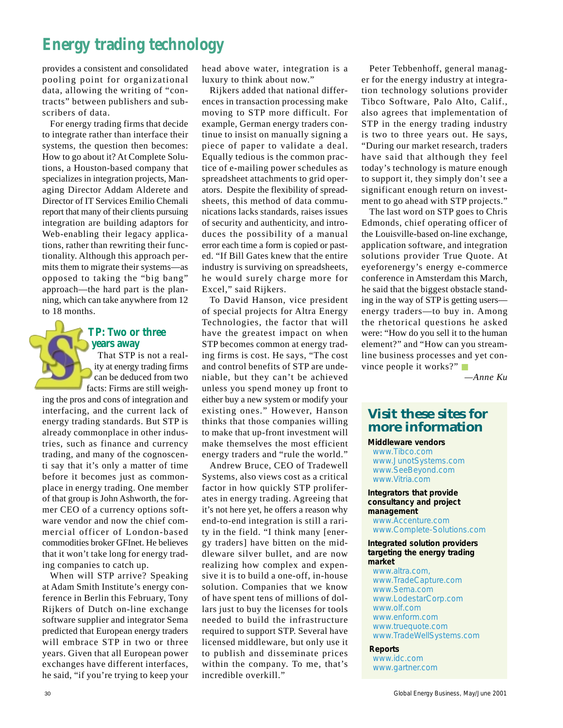## Energy trading technology

provides a consistent and consolidated pooling point for organizational data, allowing the writing of "contracts" between publishers and subscribers of data.

For energy trading firms that decide to integrate rather than interface their systems, the question then becomes: How to go about it? At Complete Solutions, a Houston-based company that specializes in integration projects, Managing Director Addam Alderete and Director of IT Services Emilio Chemali report that many of their clients pursuing integration are building adaptors for Web-enabling their legacy applications, rather than rewriting their functionality. Although this approach permits them to migrate their systems—as opposed to taking the "big bang" approach—the hard part is the planning, which can take anywhere from 12 to 18 months.

### STP: Two or three years away

That STP is not a reality at energy trading firms can be deduced from two facts: Firms are still weighing the pros and cons of integration and interfacing, and the current lack of energy trading standards. But STP is already commonplace in other industries, such as finance and currency trading, and many of the cognoscenti say that it's only a matter of time before it becomes just as commonplace in energy trading. One member of that group is John Ashworth, the former CEO of a currency options software vendor and now the chief commercial officer of London-based commodities broker GFInet. He believes that it won't take long for energy trading companies to catch up.

When will STP arrive? Speaking at Adam Smith Institute's energy conference in Berlin this February, Tony Rijkers of Dutch on-line exchange software supplier and integrator Sema predicted that European energy traders will embrace STP in two or three years. Given that all European power exchanges have different interfaces, he said, "if you're trying to keep your head above water, integration is a luxury to think about now."

Rijkers added that national differences in transaction processing make moving to STP more difficult. For example, German energy traders continue to insist on manually signing a piece of paper to validate a deal. Equally tedious is the common practice of e-mailing power schedules as spreadsheet attachments to grid operators. Despite the flexibility of spreadsheets, this method of data communications lacks standards, raises issues of security and authenticity, and introduces the possibility of a manual error each time a form is copied or pasted. "If Bill Gates knew that the entire industry is surviving on spreadsheets, he would surely charge more for Excel," said Rijkers.

To David Hanson, vice president of special projects for Altra Energy Technologies, the factor that will have the greatest impact on when STP becomes common at energy trading firms is cost. He says, "The cost and control benefits of STP are undeniable, but they can't be achieved unless you spend money up front to either buy a new system or modify your existing ones." However, Hanson thinks that those companies willing to make that up-front investment will make themselves the most efficient energy traders and "rule the world."

Andrew Bruce, CEO of Tradewell Systems, also views cost as a critical factor in how quickly STP proliferates in energy trading. Agreeing that it's not here yet, he offers a reason why end-to-end integration is still a rarity in the field. "I think many [energy traders] have bitten on the middleware silver bullet, and are now realizing how complex and expensive it is to build a one-off, in-house solution. Companies that we know of have spent tens of millions of dollars just to buy the licenses for tools needed to build the infrastructure required to support STP. Several have licensed middleware, but only use it to publish and disseminate prices within the company. To me, that's incredible overkill."

Peter Tebbenhoff, general manager for the energy industry at integration technology solutions provider Tibco Software, Palo Alto, Calif., also agrees that implementation of STP in the energy trading industry is two to three years out. He says, "During our market research, traders have said that although they feel today's technology is mature enough to support it, they simply don't see a significant enough return on investment to go ahead with STP projects."

The last word on STP goes to Chris Edmonds, chief operating officer of the Louisville-based on-line exchange, application software, and integration solutions provider True Quote. At eyeforenergy's energy e-commerce conference in Amsterdam this March, he said that the biggest obstacle standing in the way of STP is getting users—energy traders—to buy in. Among the rhetorical questions he asked were: "How do you sell it to the human element?" and "How can you streamline business processes and yet convince people it works?"

*—Anne Ku*

## Visit these sites for more information

**Middleware vendors**
- www.Tibco.com
- www.JunotSystems.com
- www.SeeBeyond.com
- www.Vitria.com

**Integrators that provide consultancy and project management**
- www.Accenture.com
- www.Complete-Solutions.com

**Integrated solution providers targeting the energy trading market**
- www.altra.com,
- www.TradeCapture.com
- www.Sema.com
- www.LodestarCorp.com
- www.olf.com
- www.enform.com
- www.truequote.com
- www.TradeWellSystems.com

**Reports**
- www.idc.com
- www.gartner.com